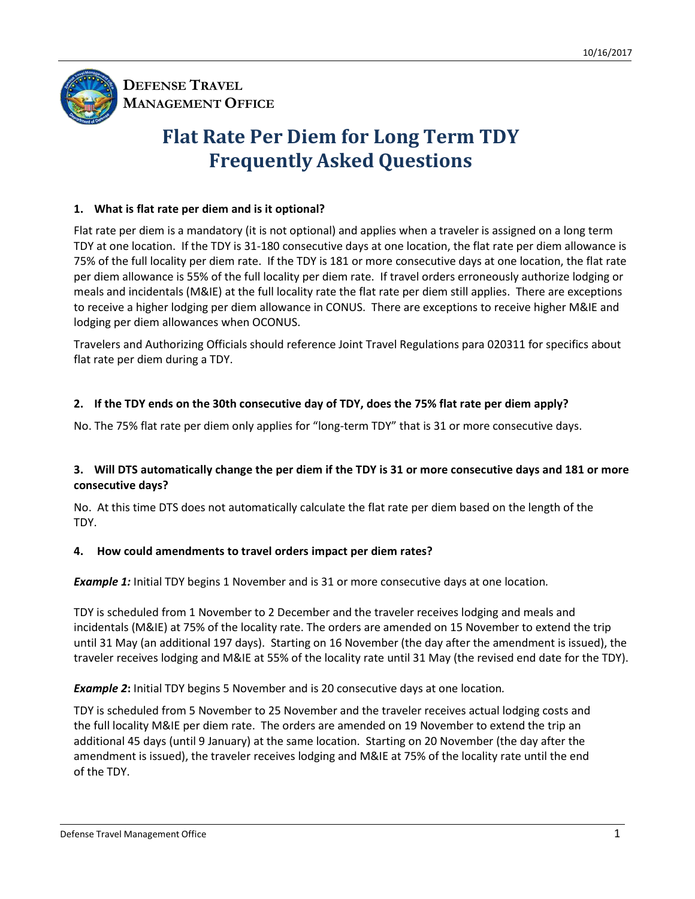DEFENSE TRAVEL MANAGEMENT OFFICE

# Flat Rate Per Diem for Long Term TDY Frequently Asked Questions

**1. What is flat rate per diem and is it optional?**

Flat rate per diem is a mandatory (it is not optional) and applies when a traveler is assigned on a long term TDY at one location. If the TDY is 31-180 consecutive days at one location, the flat rate per diem allowance is 75% of the full locality per diem rate. If the TDY is 181 or more consecutive days at one location, the flat rate per diem allowance is 55% of the full locality per diem rate. If travel orders erroneously authorize lodging or meals and incidentals (M&IE) at the full locality rate the flat rate per diem still applies. There are exceptions to receive a higher lodging per diem allowance in CONUS. There are exceptions to receive higher M&IE and lodging per diem allowances when OCONUS.

Travelers and Authorizing Officials should reference Joint Travel Regulations para 020311 for specifics about flat rate per diem during a TDY.

**2. If the TDY ends on the 30th consecutive day of TDY, does the 75% flat rate per diem apply?**

No. The 75% flat rate per diem only applies for "long-term TDY" that is 31 or more consecutive days.

**3. Will DTS automatically change the per diem if the TDY is 31 or more consecutive days and 181 or more consecutive days?**

No. At this time DTS does not automatically calculate the flat rate per diem based on the length of the TDY.

**4. How could amendments to travel orders impact per diem rates?**

***Example 1:*** Initial TDY begins 1 November and is 31 or more consecutive days at one location.

TDY is scheduled from 1 November to 2 December and the traveler receives lodging and meals and incidentals (M&IE) at 75% of the locality rate. The orders are amended on 15 November to extend the trip until 31 May (an additional 197 days). Starting on 16 November (the day after the amendment is issued), the traveler receives lodging and M&IE at 55% of the locality rate until 31 May (the revised end date for the TDY).

***Example 2*:** Initial TDY begins 5 November and is 20 consecutive days at one location.

TDY is scheduled from 5 November to 25 November and the traveler receives actual lodging costs and the full locality M&IE per diem rate. The orders are amended on 19 November to extend the trip an additional 45 days (until 9 January) at the same location. Starting on 20 November (the day after the amendment is issued), the traveler receives lodging and M&IE at 75% of the locality rate until the end of the TDY.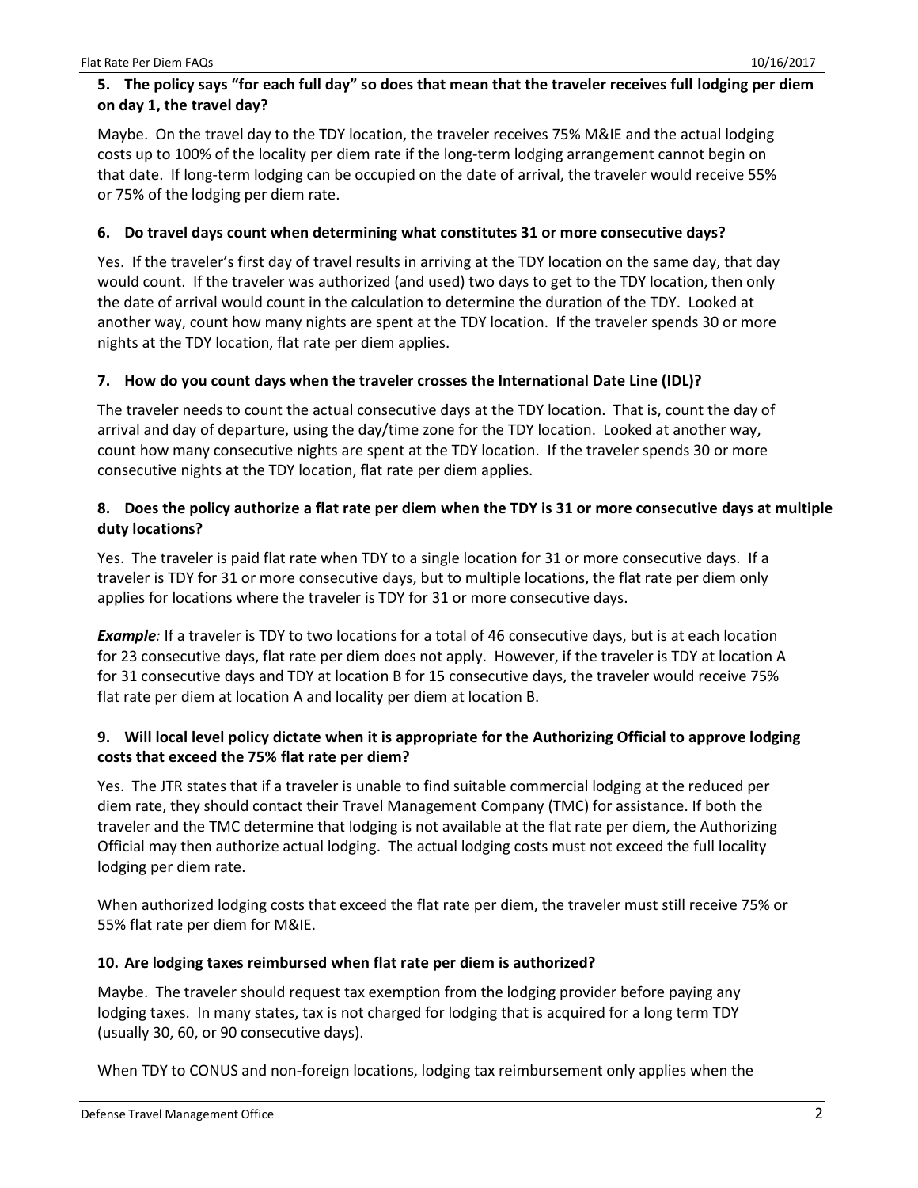**5. The policy says "for each full day" so does that mean that the traveler receives full lodging per diem on day 1, the travel day?**

Maybe. On the travel day to the TDY location, the traveler receives 75% M&IE and the actual lodging costs up to 100% of the locality per diem rate if the long-term lodging arrangement cannot begin on that date. If long-term lodging can be occupied on the date of arrival, the traveler would receive 55% or 75% of the lodging per diem rate.

**6. Do travel days count when determining what constitutes 31 or more consecutive days?**

Yes. If the traveler's first day of travel results in arriving at the TDY location on the same day, that day would count. If the traveler was authorized (and used) two days to get to the TDY location, then only the date of arrival would count in the calculation to determine the duration of the TDY. Looked at another way, count how many nights are spent at the TDY location. If the traveler spends 30 or more nights at the TDY location, flat rate per diem applies.

**7. How do you count days when the traveler crosses the International Date Line (IDL)?**

The traveler needs to count the actual consecutive days at the TDY location. That is, count the day of arrival and day of departure, using the day/time zone for the TDY location. Looked at another way, count how many consecutive nights are spent at the TDY location. If the traveler spends 30 or more consecutive nights at the TDY location, flat rate per diem applies.

**8. Does the policy authorize a flat rate per diem when the TDY is 31 or more consecutive days at multiple duty locations?**

Yes. The traveler is paid flat rate when TDY to a single location for 31 or more consecutive days. If a traveler is TDY for 31 or more consecutive days, but to multiple locations, the flat rate per diem only applies for locations where the traveler is TDY for 31 or more consecutive days.

***Example:*** If a traveler is TDY to two locations for a total of 46 consecutive days, but is at each location for 23 consecutive days, flat rate per diem does not apply. However, if the traveler is TDY at location A for 31 consecutive days and TDY at location B for 15 consecutive days, the traveler would receive 75% flat rate per diem at location A and locality per diem at location B.

**9. Will local level policy dictate when it is appropriate for the Authorizing Official to approve lodging costs that exceed the 75% flat rate per diem?**

Yes. The JTR states that if a traveler is unable to find suitable commercial lodging at the reduced per diem rate, they should contact their Travel Management Company (TMC) for assistance. If both the traveler and the TMC determine that lodging is not available at the flat rate per diem, the Authorizing Official may then authorize actual lodging. The actual lodging costs must not exceed the full locality lodging per diem rate.

When authorized lodging costs that exceed the flat rate per diem, the traveler must still receive 75% or 55% flat rate per diem for M&IE.

**10. Are lodging taxes reimbursed when flat rate per diem is authorized?**

Maybe. The traveler should request tax exemption from the lodging provider before paying any lodging taxes. In many states, tax is not charged for lodging that is acquired for a long term TDY (usually 30, 60, or 90 consecutive days).

When TDY to CONUS and non-foreign locations, lodging tax reimbursement only applies when the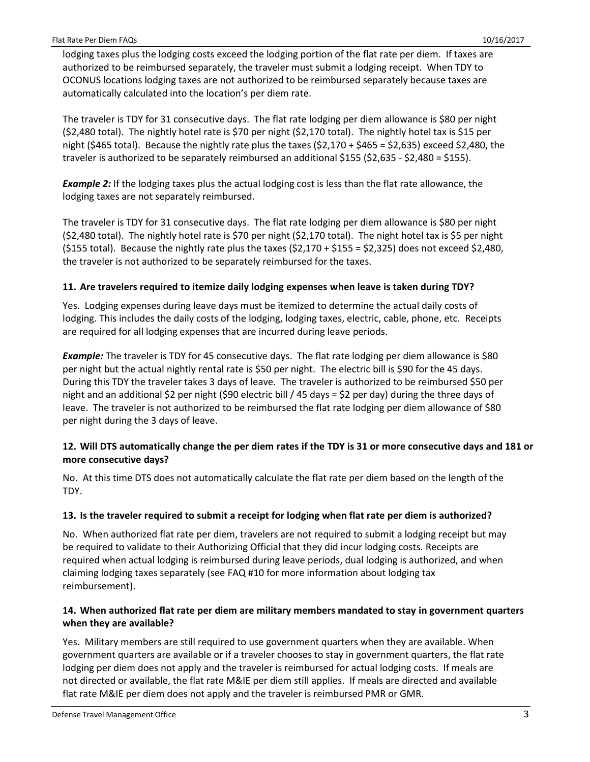lodging taxes plus the lodging costs exceed the lodging portion of the flat rate per diem. If taxes are authorized to be reimbursed separately, the traveler must submit a lodging receipt. When TDY to OCONUS locations lodging taxes are not authorized to be reimbursed separately because taxes are automatically calculated into the location's per diem rate.

The traveler is TDY for 31 consecutive days. The flat rate lodging per diem allowance is $80 per night ($2,480 total). The nightly hotel rate is $70 per night ($2,170 total). The nightly hotel tax is $15 per night ($465 total). Because the nightly rate plus the taxes ($2,170 + $465 = $2,635) exceed $2,480, the traveler is authorized to be separately reimbursed an additional $155 ($2,635 - $2,480 = $155).

***Example 2:*** If the lodging taxes plus the actual lodging cost is less than the flat rate allowance, the lodging taxes are not separately reimbursed.

The traveler is TDY for 31 consecutive days. The flat rate lodging per diem allowance is $80 per night ($2,480 total). The nightly hotel rate is $70 per night ($2,170 total). The night hotel tax is $5 per night ($155 total). Because the nightly rate plus the taxes ($2,170 + $155 = $2,325) does not exceed $2,480, the traveler is not authorized to be separately reimbursed for the taxes.

### 11. Are travelers required to itemize daily lodging expenses when leave is taken during TDY?

Yes. Lodging expenses during leave days must be itemized to determine the actual daily costs of lodging. This includes the daily costs of the lodging, lodging taxes, electric, cable, phone, etc. Receipts are required for all lodging expenses that are incurred during leave periods.

***Example:*** The traveler is TDY for 45 consecutive days. The flat rate lodging per diem allowance is $80 per night but the actual nightly rental rate is $50 per night. The electric bill is $90 for the 45 days. During this TDY the traveler takes 3 days of leave. The traveler is authorized to be reimbursed $50 per night and an additional $2 per night ($90 electric bill / 45 days = $2 per day) during the three days of leave. The traveler is not authorized to be reimbursed the flat rate lodging per diem allowance of $80 per night during the 3 days of leave.

### 12. Will DTS automatically change the per diem rates if the TDY is 31 or more consecutive days and 181 or more consecutive days?

No. At this time DTS does not automatically calculate the flat rate per diem based on the length of the TDY.

### 13. Is the traveler required to submit a receipt for lodging when flat rate per diem is authorized?

No. When authorized flat rate per diem, travelers are not required to submit a lodging receipt but may be required to validate to their Authorizing Official that they did incur lodging costs. Receipts are required when actual lodging is reimbursed during leave periods, dual lodging is authorized, and when claiming lodging taxes separately (see FAQ #10 for more information about lodging tax reimbursement).

### 14. When authorized flat rate per diem are military members mandated to stay in government quarters when they are available?

Yes. Military members are still required to use government quarters when they are available. When government quarters are available or if a traveler chooses to stay in government quarters, the flat rate lodging per diem does not apply and the traveler is reimbursed for actual lodging costs. If meals are not directed or available, the flat rate M&IE per diem still applies. If meals are directed and available flat rate M&IE per diem does not apply and the traveler is reimbursed PMR or GMR.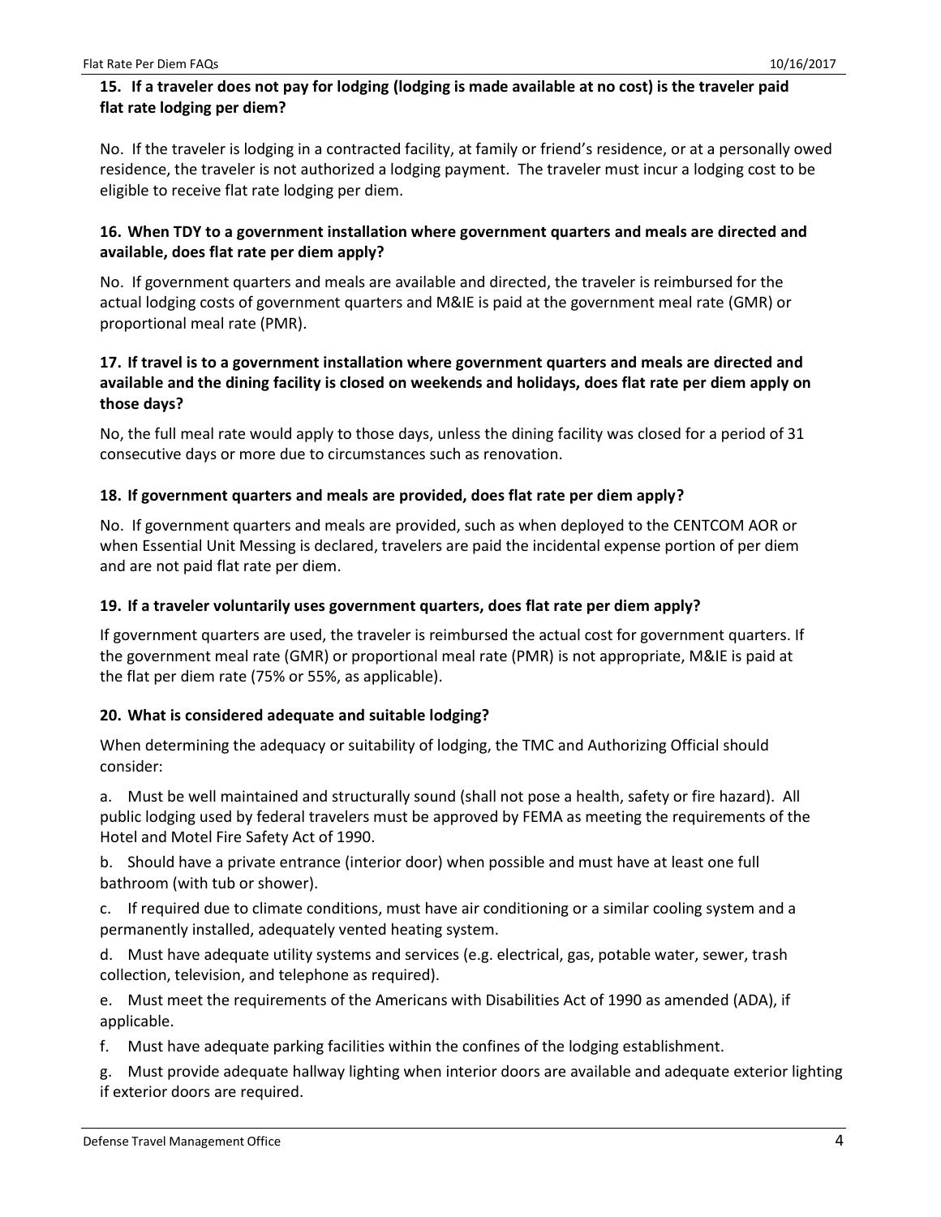### 15. If a traveler does not pay for lodging (lodging is made available at no cost) is the traveler paid flat rate lodging per diem?

No. If the traveler is lodging in a contracted facility, at family or friend's residence, or at a personally owed residence, the traveler is not authorized a lodging payment. The traveler must incur a lodging cost to be eligible to receive flat rate lodging per diem.

### 16. When TDY to a government installation where government quarters and meals are directed and available, does flat rate per diem apply?

No. If government quarters and meals are available and directed, the traveler is reimbursed for the actual lodging costs of government quarters and M&IE is paid at the government meal rate (GMR) or proportional meal rate (PMR).

### 17. If travel is to a government installation where government quarters and meals are directed and available and the dining facility is closed on weekends and holidays, does flat rate per diem apply on those days?

No, the full meal rate would apply to those days, unless the dining facility was closed for a period of 31 consecutive days or more due to circumstances such as renovation.

### 18. If government quarters and meals are provided, does flat rate per diem apply?

No. If government quarters and meals are provided, such as when deployed to the CENTCOM AOR or when Essential Unit Messing is declared, travelers are paid the incidental expense portion of per diem and are not paid flat rate per diem.

### 19. If a traveler voluntarily uses government quarters, does flat rate per diem apply?

If government quarters are used, the traveler is reimbursed the actual cost for government quarters. If the government meal rate (GMR) or proportional meal rate (PMR) is not appropriate, M&IE is paid at the flat per diem rate (75% or 55%, as applicable).

### 20. What is considered adequate and suitable lodging?

When determining the adequacy or suitability of lodging, the TMC and Authorizing Official should consider:

a. Must be well maintained and structurally sound (shall not pose a health, safety or fire hazard). All public lodging used by federal travelers must be approved by FEMA as meeting the requirements of the Hotel and Motel Fire Safety Act of 1990.

b. Should have a private entrance (interior door) when possible and must have at least one full bathroom (with tub or shower).

c. If required due to climate conditions, must have air conditioning or a similar cooling system and a permanently installed, adequately vented heating system.

d. Must have adequate utility systems and services (e.g. electrical, gas, potable water, sewer, trash collection, television, and telephone as required).

e. Must meet the requirements of the Americans with Disabilities Act of 1990 as amended (ADA), if applicable.

f. Must have adequate parking facilities within the confines of the lodging establishment.

g. Must provide adequate hallway lighting when interior doors are available and adequate exterior lighting if exterior doors are required.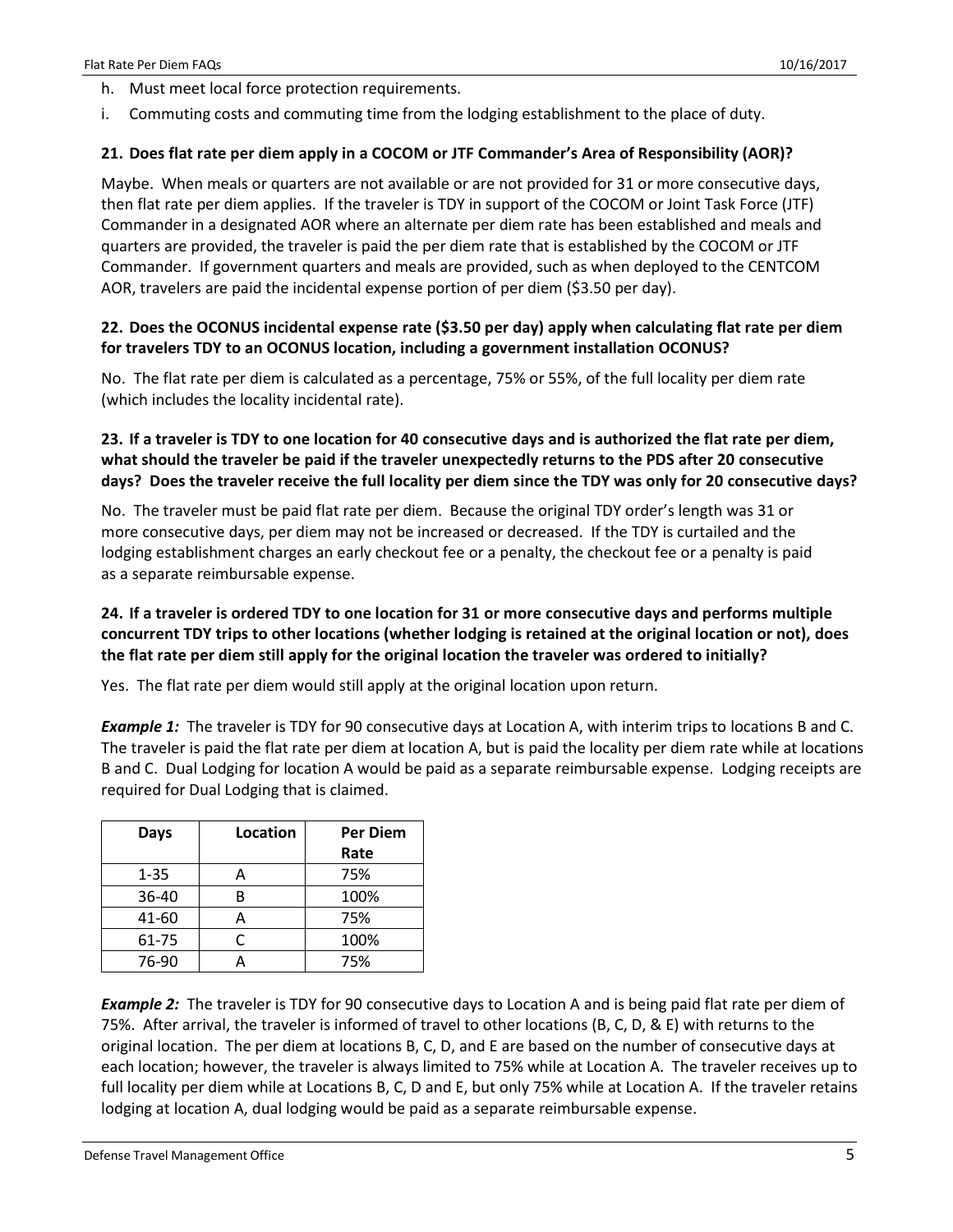h. Must meet local force protection requirements.

i. Commuting costs and commuting time from the lodging establishment to the place of duty.

### 21. Does flat rate per diem apply in a COCOM or JTF Commander's Area of Responsibility (AOR)?

Maybe. When meals or quarters are not available or are not provided for 31 or more consecutive days, then flat rate per diem applies. If the traveler is TDY in support of the COCOM or Joint Task Force (JTF) Commander in a designated AOR where an alternate per diem rate has been established and meals and quarters are provided, the traveler is paid the per diem rate that is established by the COCOM or JTF Commander. If government quarters and meals are provided, such as when deployed to the CENTCOM AOR, travelers are paid the incidental expense portion of per diem ($3.50 per day).

### 22. Does the OCONUS incidental expense rate ($3.50 per day) apply when calculating flat rate per diem for travelers TDY to an OCONUS location, including a government installation OCONUS?

No. The flat rate per diem is calculated as a percentage, 75% or 55%, of the full locality per diem rate (which includes the locality incidental rate).

### 23. If a traveler is TDY to one location for 40 consecutive days and is authorized the flat rate per diem, what should the traveler be paid if the traveler unexpectedly returns to the PDS after 20 consecutive days? Does the traveler receive the full locality per diem since the TDY was only for 20 consecutive days?

No. The traveler must be paid flat rate per diem. Because the original TDY order's length was 31 or more consecutive days, per diem may not be increased or decreased. If the TDY is curtailed and the lodging establishment charges an early checkout fee or a penalty, the checkout fee or a penalty is paid as a separate reimbursable expense.

### 24. If a traveler is ordered TDY to one location for 31 or more consecutive days and performs multiple concurrent TDY trips to other locations (whether lodging is retained at the original location or not), does the flat rate per diem still apply for the original location the traveler was ordered to initially?

Yes. The flat rate per diem would still apply at the original location upon return.

***Example 1:*** The traveler is TDY for 90 consecutive days at Location A, with interim trips to locations B and C. The traveler is paid the flat rate per diem at location A, but is paid the locality per diem rate while at locations B and C. Dual Lodging for location A would be paid as a separate reimbursable expense. Lodging receipts are required for Dual Lodging that is claimed.

| Days | Location | Per Diem Rate |
|---|---|---|
| 1-35 | A | 75% |
| 36-40 | B | 100% |
| 41-60 | A | 75% |
| 61-75 | C | 100% |
| 76-90 | A | 75% |

***Example 2:*** The traveler is TDY for 90 consecutive days to Location A and is being paid flat rate per diem of 75%. After arrival, the traveler is informed of travel to other locations (B, C, D, & E) with returns to the original location. The per diem at locations B, C, D, and E are based on the number of consecutive days at each location; however, the traveler is always limited to 75% while at Location A. The traveler receives up to full locality per diem while at Locations B, C, D and E, but only 75% while at Location A. If the traveler retains lodging at location A, dual lodging would be paid as a separate reimbursable expense.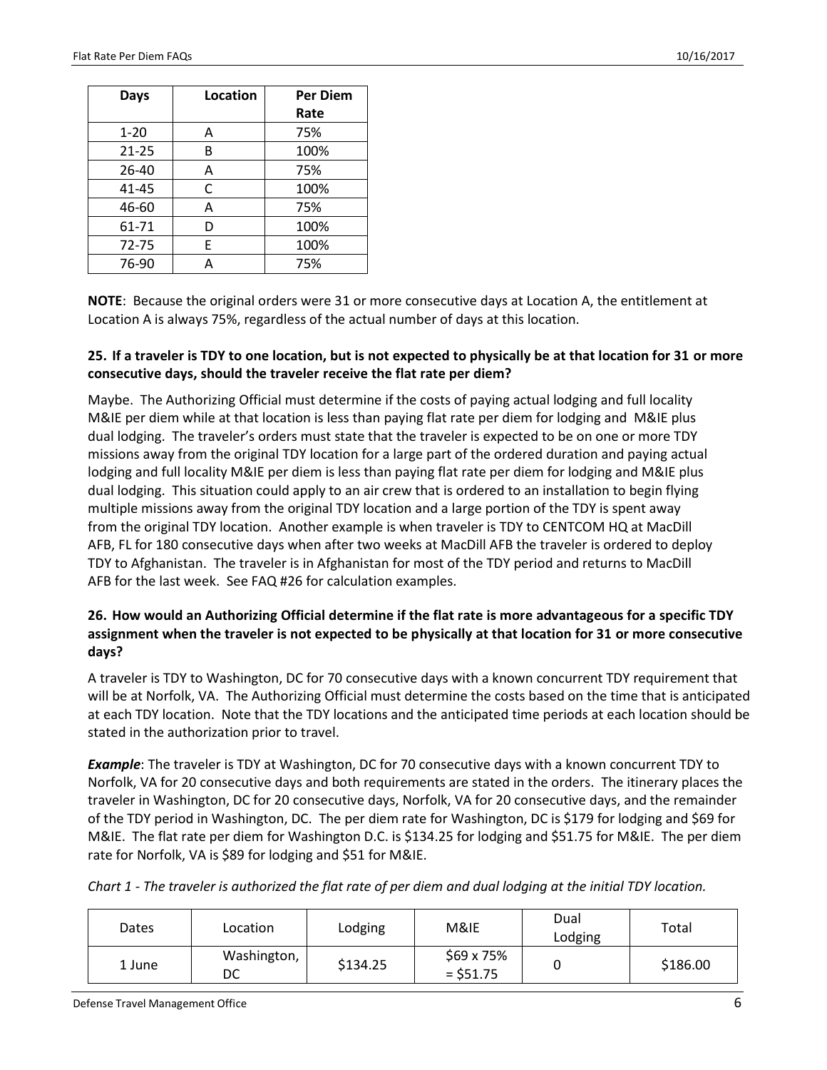| Days | Location | Per Diem Rate |
|---|---|---|
| 1-20 | A | 75% |
| 21-25 | B | 100% |
| 26-40 | A | 75% |
| 41-45 | C | 100% |
| 46-60 | A | 75% |
| 61-71 | D | 100% |
| 72-75 | E | 100% |
| 76-90 | A | 75% |

**NOTE**: Because the original orders were 31 or more consecutive days at Location A, the entitlement at Location A is always 75%, regardless of the actual number of days at this location.

### 25. If a traveler is TDY to one location, but is not expected to physically be at that location for 31 or more consecutive days, should the traveler receive the flat rate per diem?

Maybe. The Authorizing Official must determine if the costs of paying actual lodging and full locality M&IE per diem while at that location is less than paying flat rate per diem for lodging and M&IE plus dual lodging. The traveler's orders must state that the traveler is expected to be on one or more TDY missions away from the original TDY location for a large part of the ordered duration and paying actual lodging and full locality M&IE per diem is less than paying flat rate per diem for lodging and M&IE plus dual lodging. This situation could apply to an air crew that is ordered to an installation to begin flying multiple missions away from the original TDY location and a large portion of the TDY is spent away from the original TDY location. Another example is when traveler is TDY to CENTCOM HQ at MacDill AFB, FL for 180 consecutive days when after two weeks at MacDill AFB the traveler is ordered to deploy TDY to Afghanistan. The traveler is in Afghanistan for most of the TDY period and returns to MacDill AFB for the last week. See FAQ #26 for calculation examples.

### 26. How would an Authorizing Official determine if the flat rate is more advantageous for a specific TDY assignment when the traveler is not expected to be physically at that location for 31 or more consecutive days?

A traveler is TDY to Washington, DC for 70 consecutive days with a known concurrent TDY requirement that will be at Norfolk, VA. The Authorizing Official must determine the costs based on the time that is anticipated at each TDY location. Note that the TDY locations and the anticipated time periods at each location should be stated in the authorization prior to travel.

***Example***: The traveler is TDY at Washington, DC for 70 consecutive days with a known concurrent TDY to Norfolk, VA for 20 consecutive days and both requirements are stated in the orders. The itinerary places the traveler in Washington, DC for 20 consecutive days, Norfolk, VA for 20 consecutive days, and the remainder of the TDY period in Washington, DC. The per diem rate for Washington, DC is $179 for lodging and $69 for M&IE. The flat rate per diem for Washington D.C. is $134.25 for lodging and $51.75 for M&IE. The per diem rate for Norfolk, VA is $89 for lodging and $51 for M&IE.

*Chart 1 - The traveler is authorized the flat rate of per diem and dual lodging at the initial TDY location.*

| Dates | Location | Lodging | M&IE | Dual Lodging | Total |
|---|---|---|---|---|---|
| 1 June | Washington, DC | $134.25 | $69 x 75% = $51.75 | 0 | $186.00 |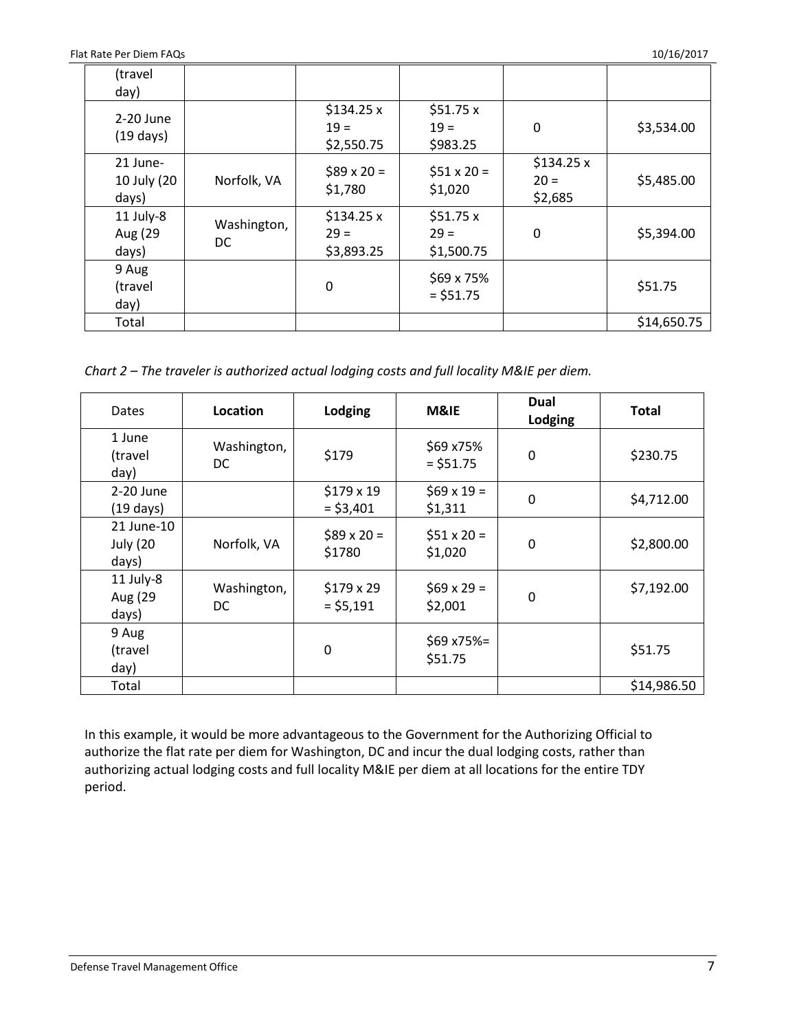| | | | | | |
|---|---|---|---|---|---|
| (travel day) | | | | | |
| 2-20 June (19 days) | | \$134.25 x 19 = \$2,550.75 | \$51.75 x 19 = \$983.25 | 0 | \$3,534.00 |
| 21 June-10 July (20 days) | Norfolk, VA | \$89 x 20 = \$1,780 | \$51 x 20 = \$1,020 | \$134.25 x 20 = \$2,685 | \$5,485.00 |
| 11 July-8 Aug (29 days) | Washington, DC | \$134.25 x 29 = \$3,893.25 | \$51.75 x 29 = \$1,500.75 | 0 | \$5,394.00 |
| 9 Aug (travel day) | | 0 | \$69 x 75% = \$51.75 | | \$51.75 |
| Total | | | | | \$14,650.75 |

*Chart 2 – The traveler is authorized actual lodging costs and full locality M&IE per diem.*

| Dates | **Location** | **Lodging** | **M&IE** | **Dual Lodging** | **Total** |
|---|---|---|---|---|---|
| 1 June (travel day) | Washington, DC | \$179 | \$69 x75% = \$51.75 | 0 | \$230.75 |
| 2-20 June (19 days) | | \$179 x 19 = \$3,401 | \$69 x 19 = \$1,311 | 0 | \$4,712.00 |
| 21 June-10 July (20 days) | Norfolk, VA | \$89 x 20 = \$1780 | \$51 x 20 = \$1,020 | 0 | \$2,800.00 |
| 11 July-8 Aug (29 days) | Washington, DC | \$179 x 29 = \$5,191 | \$69 x 29 = \$2,001 | 0 | \$7,192.00 |
| 9 Aug (travel day) | | 0 | \$69 x75%= \$51.75 | | \$51.75 |
| Total | | | | | \$14,986.50 |

In this example, it would be more advantageous to the Government for the Authorizing Official to authorize the flat rate per diem for Washington, DC and incur the dual lodging costs, rather than authorizing actual lodging costs and full locality M&IE per diem at all locations for the entire TDY period.